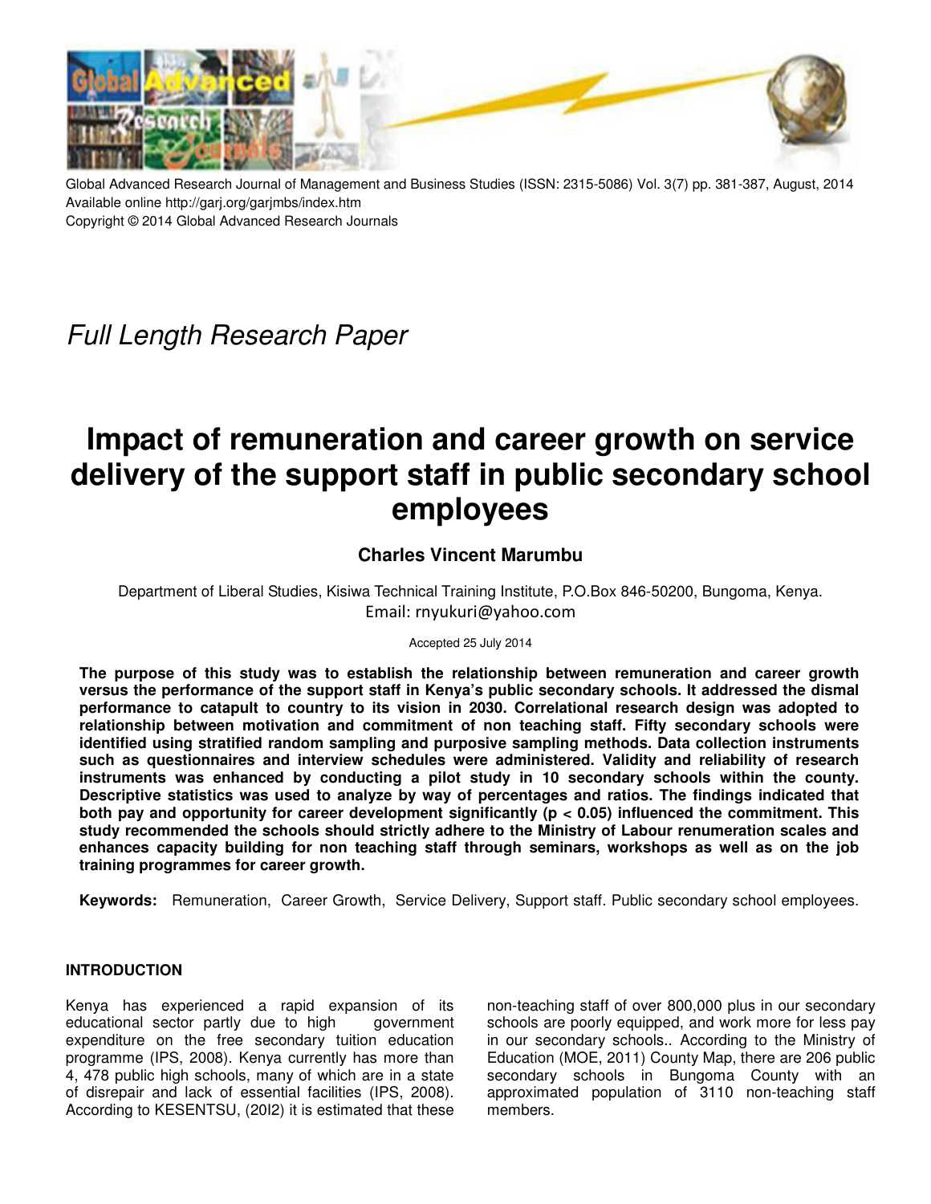Global Advanced Research Journal of Management and Business Studies (ISSN: 2315-5086) Vol. 3(7) pp. 381-387, August, 2014
Available online http://garj.org/garjmbs/index.htm
Copyright © 2014 Global Advanced Research Journals

*Full Length Research Paper*

# Impact of remuneration and career growth on service delivery of the support staff in public secondary school employees

**Charles Vincent Marumbu**

Department of Liberal Studies, Kisiwa Technical Training Institute, P.O.Box 846-50200, Bungoma, Kenya.
Email: rnyukuri@yahoo.com

Accepted 25 July 2014

**The purpose of this study was to establish the relationship between remuneration and career growth versus the performance of the support staff in Kenya's public secondary schools. It addressed the dismal performance to catapult to country to its vision in 2030. Correlational research design was adopted to relationship between motivation and commitment of non teaching staff. Fifty secondary schools were identified using stratified random sampling and purposive sampling methods. Data collection instruments such as questionnaires and interview schedules were administered. Validity and reliability of research instruments was enhanced by conducting a pilot study in 10 secondary schools within the county. Descriptive statistics was used to analyze by way of percentages and ratios. The findings indicated that both pay and opportunity for career development significantly ($p < 0.05$) influenced the commitment. This study recommended the schools should strictly adhere to the Ministry of Labour renumeration scales and enhances capacity building for non teaching staff through seminars, workshops as well as on the job training programmes for career growth.**

**Keywords:** Remuneration, Career Growth, Service Delivery, Support staff. Public secondary school employees.

## INTRODUCTION

Kenya has experienced a rapid expansion of its educational sector partly due to high government expenditure on the free secondary tuition education programme (IPS, 2008). Kenya currently has more than 4, 478 public high schools, many of which are in a state of disrepair and lack of essential facilities (IPS, 2008). According to KESENTSU, (20I2) it is estimated that these non-teaching staff of over 800,000 plus in our secondary schools are poorly equipped, and work more for less pay in our secondary schools.. According to the Ministry of Education (MOE, 2011) County Map, there are 206 public secondary schools in Bungoma County with an approximated population of 3110 non-teaching staff members.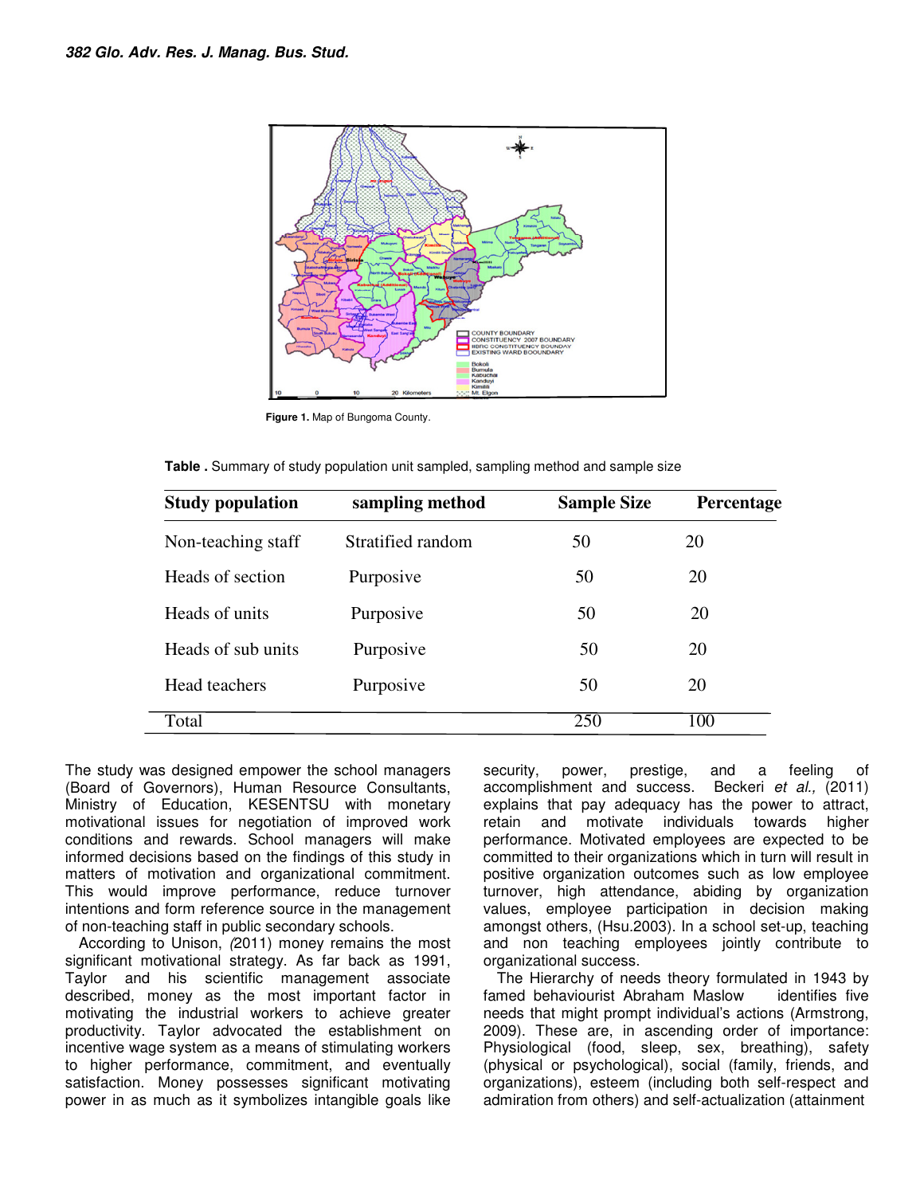Figure 1. Map of Bungoma County.

**Table .** Summary of study population unit sampled, sampling method and sample size

| Study population | sampling method | Sample Size | Percentage |
|---|---|---|---|
| Non-teaching staff | Stratified random | 50 | 20 |
| Heads of section | Purposive | 50 | 20 |
| Heads of units | Purposive | 50 | 20 |
| Heads of sub units | Purposive | 50 | 20 |
| Head teachers | Purposive | 50 | 20 |
| Total | | 250 | 100 |

The study was designed empower the school managers (Board of Governors), Human Resource Consultants, Ministry of Education, KESENTSU with monetary motivational issues for negotiation of improved work conditions and rewards. School managers will make informed decisions based on the findings of this study in matters of motivation and organizational commitment. This would improve performance, reduce turnover intentions and form reference source in the management of non-teaching staff in public secondary schools.

According to Unison, *(*2011) money remains the most significant motivational strategy. As far back as 1991, Taylor and his scientific management associate described, money as the most important factor in motivating the industrial workers to achieve greater productivity. Taylor advocated the establishment on incentive wage system as a means of stimulating workers to higher performance, commitment, and eventually satisfaction. Money possesses significant motivating power in as much as it symbolizes intangible goals like security, power, prestige, and a feeling of accomplishment and success. Beckeri *et al.,* (2011) explains that pay adequacy has the power to attract, retain and motivate individuals towards higher performance. Motivated employees are expected to be committed to their organizations which in turn will result in positive organization outcomes such as low employee turnover, high attendance, abiding by organization values, employee participation in decision making amongst others, (Hsu.2003). In a school set-up, teaching and non teaching employees jointly contribute to organizational success.

The Hierarchy of needs theory formulated in 1943 by famed behaviourist Abraham Maslow identifies five needs that might prompt individual's actions (Armstrong, 2009). These are, in ascending order of importance: Physiological (food, sleep, sex, breathing), safety (physical or psychological), social (family, friends, and organizations), esteem (including both self-respect and admiration from others) and self-actualization (attainment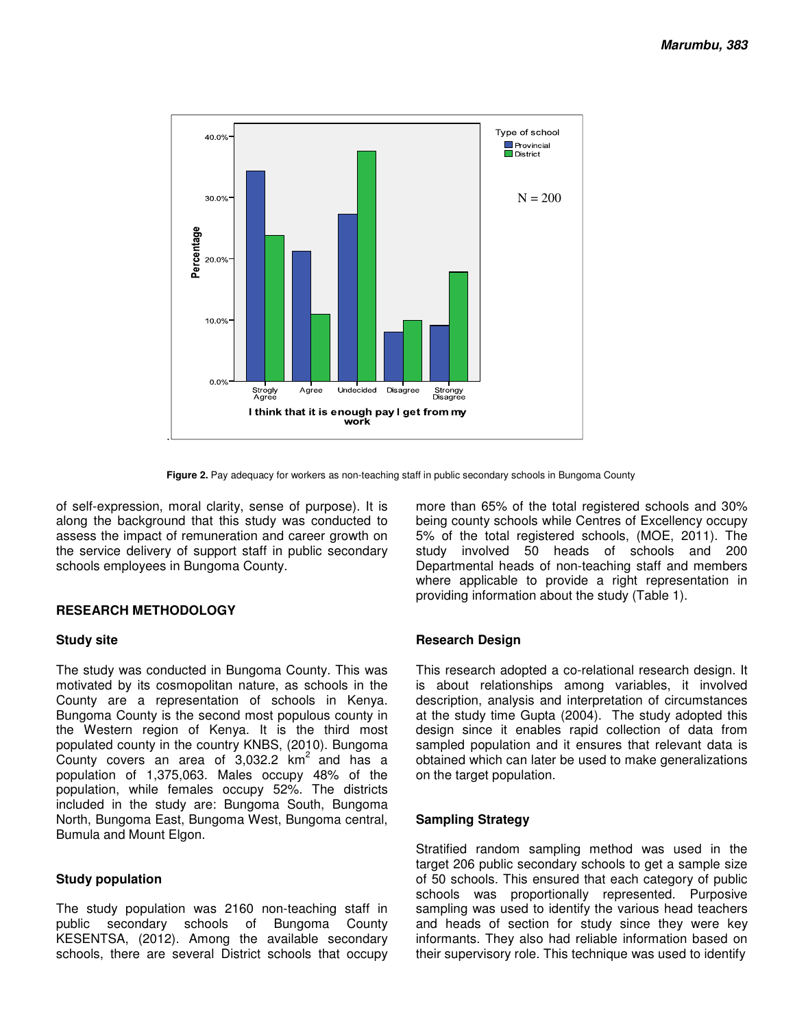Figure 2. Pay adequacy for workers as non-teaching staff in public secondary schools in Bungoma County

of self-expression, moral clarity, sense of purpose). It is along the background that this study was conducted to assess the impact of remuneration and career growth on the service delivery of support staff in public secondary schools employees in Bungoma County.

## RESEARCH METHODOLOGY

### Study site

The study was conducted in Bungoma County. This was motivated by its cosmopolitan nature, as schools in the County are a representation of schools in Kenya. Bungoma County is the second most populous county in the Western region of Kenya. It is the third most populated county in the country KNBS, (2010). Bungoma County covers an area of 3,032.2 km$^2$ and has a population of 1,375,063. Males occupy 48% of the population, while females occupy 52%. The districts included in the study are: Bungoma South, Bungoma North, Bungoma East, Bungoma West, Bungoma central, Bumula and Mount Elgon.

### Study population

The study population was 2160 non-teaching staff in public secondary schools of Bungoma County KESENTSA, (2012). Among the available secondary schools, there are several District schools that occupy more than 65% of the total registered schools and 30% being county schools while Centres of Excellency occupy 5% of the total registered schools, (MOE, 2011). The study involved 50 heads of schools and 200 Departmental heads of non-teaching staff and members where applicable to provide a right representation in providing information about the study (Table 1).

### Research Design

This research adopted a co-relational research design. It is about relationships among variables, it involved description, analysis and interpretation of circumstances at the study time Gupta (2004). The study adopted this design since it enables rapid collection of data from sampled population and it ensures that relevant data is obtained which can later be used to make generalizations on the target population.

### Sampling Strategy

Stratified random sampling method was used in the target 206 public secondary schools to get a sample size of 50 schools. This ensured that each category of public schools was proportionally represented. Purposive sampling was used to identify the various head teachers and heads of section for study since they were key informants. They also had reliable information based on their supervisory role. This technique was used to identify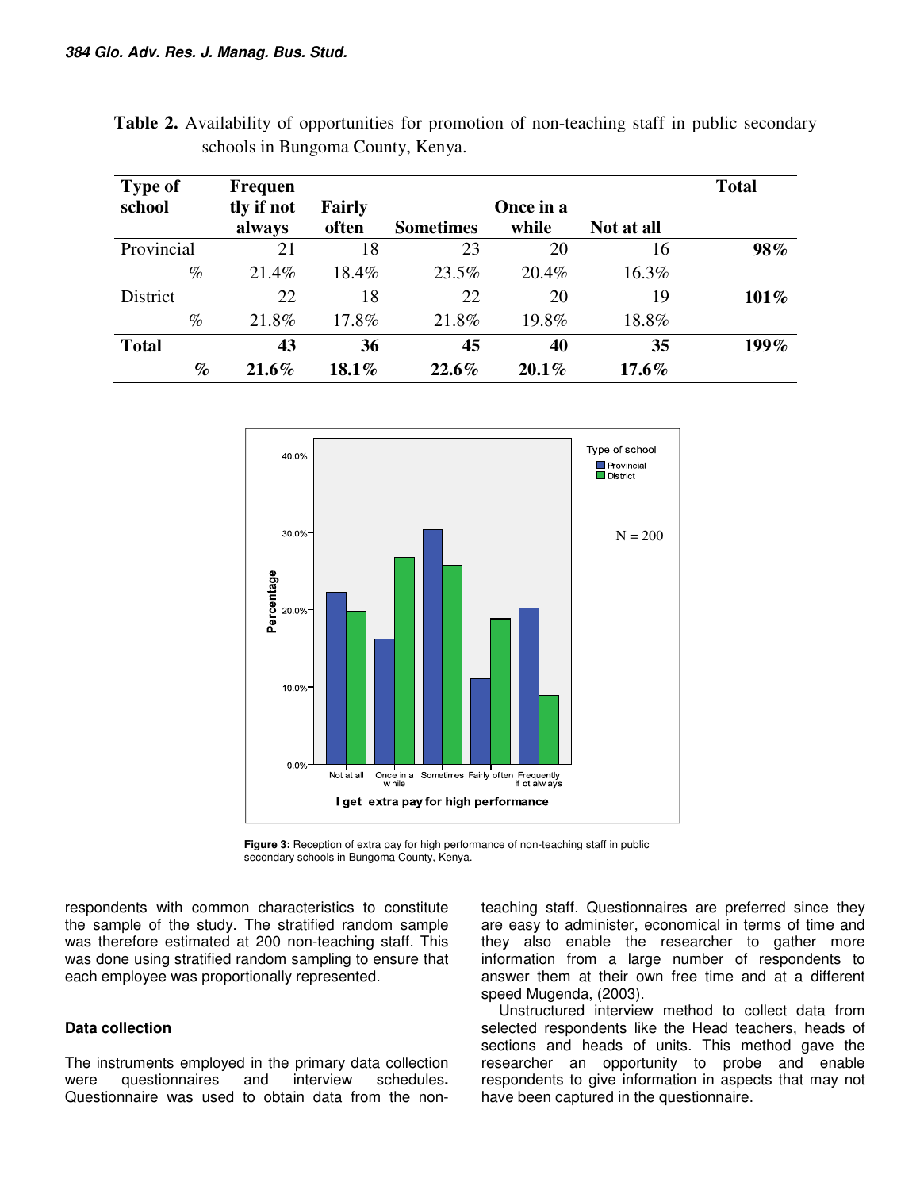**Table 2.** Availability of opportunities for promotion of non-teaching staff in public secondary schools in Bungoma County, Kenya.

| Type of school | Frequently if not always | Fairly often | Sometimes | Once in a while | Not at all | Total |
|---|---|---|---|---|---|---|
| Provincial | 21 | 18 | 23 | 20 | 16 | **98%** |
| % | 21.4% | 18.4% | 23.5% | 20.4% | 16.3% | |
| District | 22 | 18 | 22 | 20 | 19 | **101%** |
| % | 21.8% | 17.8% | 21.8% | 19.8% | 18.8% | |
| **Total** | **43** | **36** | **45** | **40** | **35** | **199%** |
| **%** | **21.6%** | **18.1%** | **22.6%** | **20.1%** | **17.6%** | |

**Figure 3:** Reception of extra pay for high performance of non-teaching staff in public secondary schools in Bungoma County, Kenya.

respondents with common characteristics to constitute the sample of the study. The stratified random sample was therefore estimated at 200 non-teaching staff. This was done using stratified random sampling to ensure that each employee was proportionally represented.

### Data collection

The instruments employed in the primary data collection were questionnaires and interview schedules**.** Questionnaire was used to obtain data from the non-teaching staff. Questionnaires are preferred since they are easy to administer, economical in terms of time and they also enable the researcher to gather more information from a large number of respondents to answer them at their own free time and at a different speed Mugenda, (2003).

Unstructured interview method to collect data from selected respondents like the Head teachers, heads of sections and heads of units. This method gave the researcher an opportunity to probe and enable respondents to give information in aspects that may not have been captured in the questionnaire.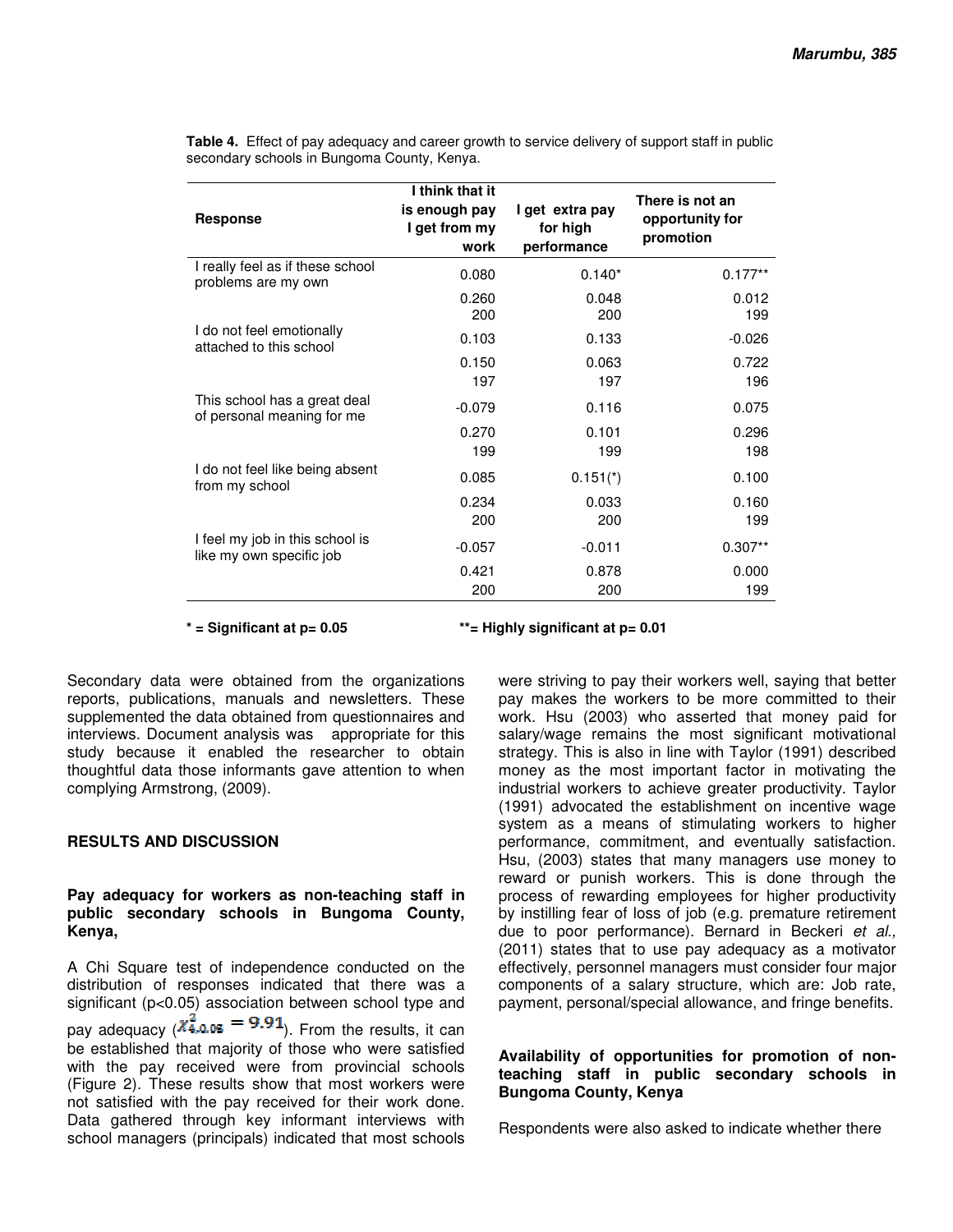**Table 4.** Effect of pay adequacy and career growth to service delivery of support staff in public secondary schools in Bungoma County, Kenya.

| Response | I think that it is enough pay I get from my work | I get extra pay for high performance | There is not an opportunity for promotion |
|---|---|---|---|
| I really feel as if these school problems are my own | 0.080 | 0.140* | 0.177** |
| | 0.260 | 0.048 | 0.012 |
| | 200 | 200 | 199 |
| I do not feel emotionally attached to this school | 0.103 | 0.133 | -0.026 |
| | 0.150 | 0.063 | 0.722 |
| | 197 | 197 | 196 |
| This school has a great deal of personal meaning for me | -0.079 | 0.116 | 0.075 |
| | 0.270 | 0.101 | 0.296 |
| | 199 | 199 | 198 |
| I do not feel like being absent from my school | 0.085 | 0.151(*) | 0.100 |
| | 0.234 | 0.033 | 0.160 |
| | 200 | 200 | 199 |
| I feel my job in this school is like my own specific job | -0.057 | -0.011 | 0.307** |
| | 0.421 | 0.878 | 0.000 |
| | 200 | 200 | 199 |

**\* = Significant at p= 0.05** **\*\*= Highly significant at p= 0.01**

Secondary data were obtained from the organizations reports, publications, manuals and newsletters. These supplemented the data obtained from questionnaires and interviews. Document analysis was appropriate for this study because it enabled the researcher to obtain thoughtful data those informants gave attention to when complying Armstrong, (2009).

## RESULTS AND DISCUSSION

### Pay adequacy for workers as non-teaching staff in public secondary schools in Bungoma County, Kenya,

A Chi Square test of independence conducted on the distribution of responses indicated that there was a significant ($p<0.05$) association between school type and pay adequacy ($\chi^2_{4,0.05} = 9.91$). From the results, it can be established that majority of those who were satisfied with the pay received were from provincial schools (Figure 2). These results show that most workers were not satisfied with the pay received for their work done. Data gathered through key informant interviews with school managers (principals) indicated that most schools were striving to pay their workers well, saying that better pay makes the workers to be more committed to their work. Hsu (2003) who asserted that money paid for salary/wage remains the most significant motivational strategy. This is also in line with Taylor (1991) described money as the most important factor in motivating the industrial workers to achieve greater productivity. Taylor (1991) advocated the establishment on incentive wage system as a means of stimulating workers to higher performance, commitment, and eventually satisfaction. Hsu, (2003) states that many managers use money to reward or punish workers. This is done through the process of rewarding employees for higher productivity by instilling fear of loss of job (e.g. premature retirement due to poor performance). Bernard in Beckeri *et al.,* (2011) states that to use pay adequacy as a motivator effectively, personnel managers must consider four major components of a salary structure, which are: Job rate, payment, personal/special allowance, and fringe benefits.

### Availability of opportunities for promotion of non-teaching staff in public secondary schools in Bungoma County, Kenya

Respondents were also asked to indicate whether there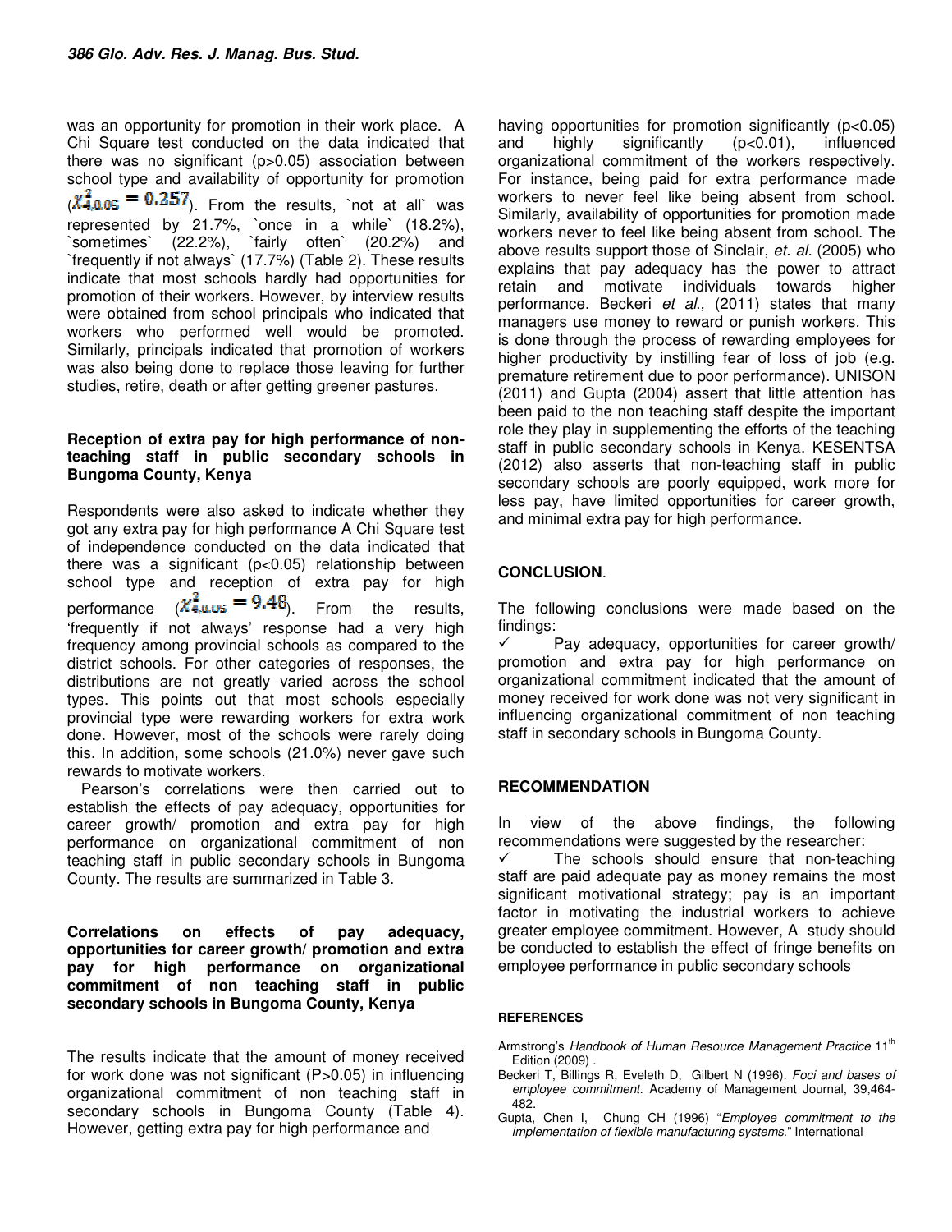was an opportunity for promotion in their work place. A Chi Square test conducted on the data indicated that there was no significant (p>0.05) association between school type and availability of opportunity for promotion ($\chi^2_{4,0.05} = 0.257$). From the results, `not at all` was represented by 21.7%, `once in a while` (18.2%), `sometimes` (22.2%), `fairly often` (20.2%) and `frequently if not always` (17.7%) (Table 2). These results indicate that most schools hardly had opportunities for promotion of their workers. However, by interview results were obtained from school principals who indicated that workers who performed well would be promoted. Similarly, principals indicated that promotion of workers was also being done to replace those leaving for further studies, retire, death or after getting greener pastures.

### Reception of extra pay for high performance of non-teaching staff in public secondary schools in Bungoma County, Kenya

Respondents were also asked to indicate whether they got any extra pay for high performance A Chi Square test of independence conducted on the data indicated that there was a significant (p<0.05) relationship between school type and reception of extra pay for high performance ($\chi^2_{4,0.05} = 9.48$). From the results, 'frequently if not always' response had a very high frequency among provincial schools as compared to the district schools. For other categories of responses, the distributions are not greatly varied across the school types. This points out that most schools especially provincial type were rewarding workers for extra work done. However, most of the schools were rarely doing this. In addition, some schools (21.0%) never gave such rewards to motivate workers.

Pearson's correlations were then carried out to establish the effects of pay adequacy, opportunities for career growth/ promotion and extra pay for high performance on organizational commitment of non teaching staff in public secondary schools in Bungoma County. The results are summarized in Table 3.

### Correlations on effects of pay adequacy, opportunities for career growth/ promotion and extra pay for high performance on organizational commitment of non teaching staff in public secondary schools in Bungoma County, Kenya

The results indicate that the amount of money received for work done was not significant (P>0.05) in influencing organizational commitment of non teaching staff in secondary schools in Bungoma County (Table 4). However, getting extra pay for high performance and having opportunities for promotion significantly (p<0.05) and highly significantly (p<0.01), influenced organizational commitment of the workers respectively. For instance, being paid for extra performance made workers to never feel like being absent from school. Similarly, availability of opportunities for promotion made workers never to feel like being absent from school. The above results support those of Sinclair, *et. al.* (2005) who explains that pay adequacy has the power to attract retain and motivate individuals towards higher performance. Beckeri *et al*., (2011) states that many managers use money to reward or punish workers. This is done through the process of rewarding employees for higher productivity by instilling fear of loss of job (e.g. premature retirement due to poor performance). UNISON (2011) and Gupta (2004) assert that little attention has been paid to the non teaching staff despite the important role they play in supplementing the efforts of the teaching staff in public secondary schools in Kenya. KESENTSA (2012) also asserts that non-teaching staff in public secondary schools are poorly equipped, work more for less pay, have limited opportunities for career growth, and minimal extra pay for high performance.

## CONCLUSION.

The following conclusions were made based on the findings:

✓ Pay adequacy, opportunities for career growth/ promotion and extra pay for high performance on organizational commitment indicated that the amount of money received for work done was not very significant in influencing organizational commitment of non teaching staff in secondary schools in Bungoma County.

## RECOMMENDATION

In view of the above findings, the following recommendations were suggested by the researcher:

✓ The schools should ensure that non-teaching staff are paid adequate pay as money remains the most significant motivational strategy; pay is an important factor in motivating the industrial workers to achieve greater employee commitment. However, A study should be conducted to establish the effect of fringe benefits on employee performance in public secondary schools

## REFERENCES

Armstrong's *Handbook of Human Resource Management Practice* 11th Edition (2009) .

Beckeri T, Billings R, Eveleth D, Gilbert N (1996). *Foci and bases of employee commitment*. Academy of Management Journal, 39,464-482.

Gupta, Chen I, Chung CH (1996) "*Employee commitment to the implementation of flexible manufacturing systems*." International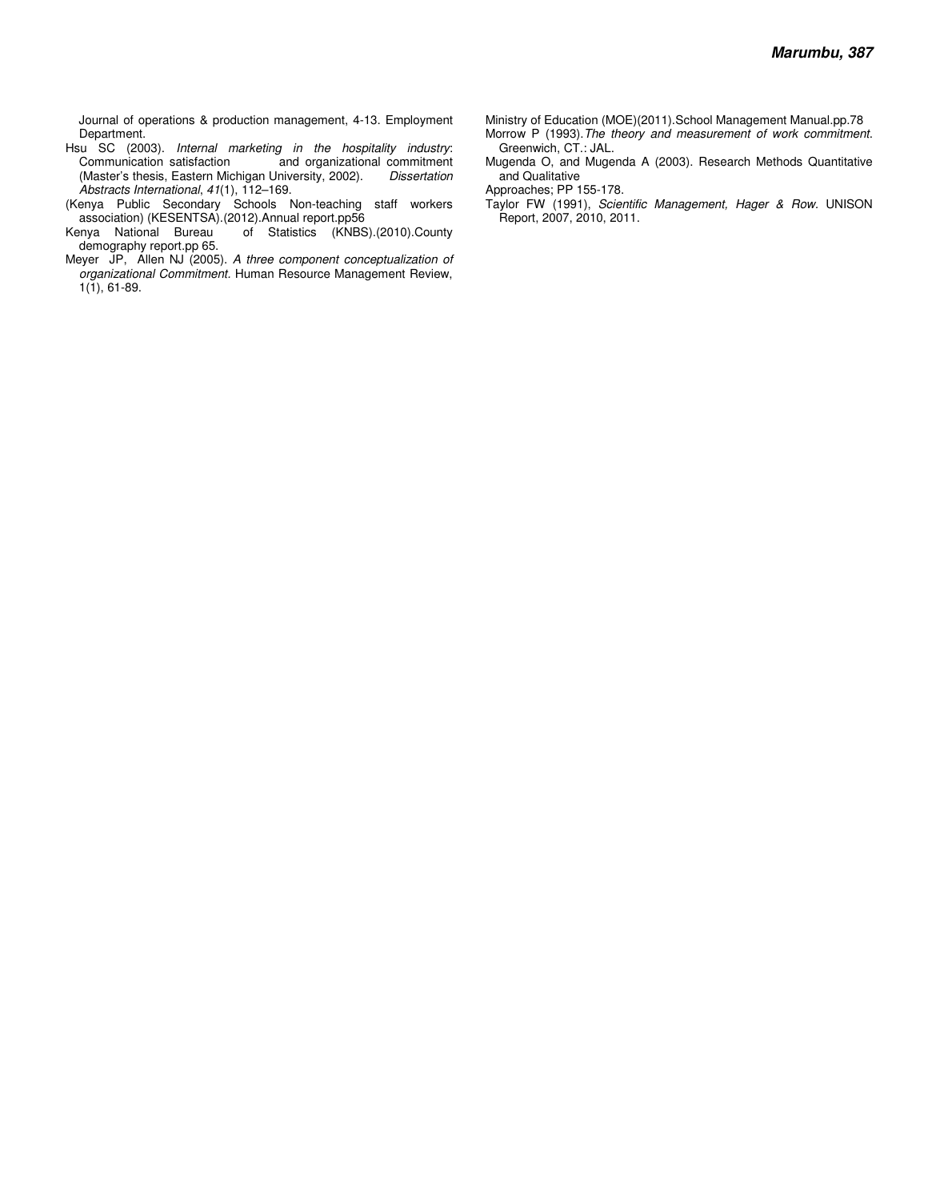Journal of operations & production management, 4-13. Employment Department.

Hsu SC (2003). *Internal marketing in the hospitality industry*: Communication satisfaction and organizational commitment (Master's thesis, Eastern Michigan University, 2002). *Dissertation Abstracts International*, *41*(1), 112–169.

(Kenya Public Secondary Schools Non-teaching staff workers association) (KESENTSA).(2012).Annual report.pp56

Kenya National Bureau of Statistics (KNBS).(2010).County demography report.pp 65.

Meyer JP, Allen NJ (2005). *A three component conceptualization of organizational Commitment.* Human Resource Management Review, 1(1), 61-89.

Ministry of Education (MOE)(2011).School Management Manual.pp.78

Morrow P (1993).*The theory and measurement of work commitment*. Greenwich, CT.: JAL.

Mugenda O, and Mugenda A (2003). Research Methods Quantitative and Qualitative

Approaches; PP 155-178.

Taylor FW (1991), *Scientific Management, Hager & Row.* UNISON Report, 2007, 2010, 2011.